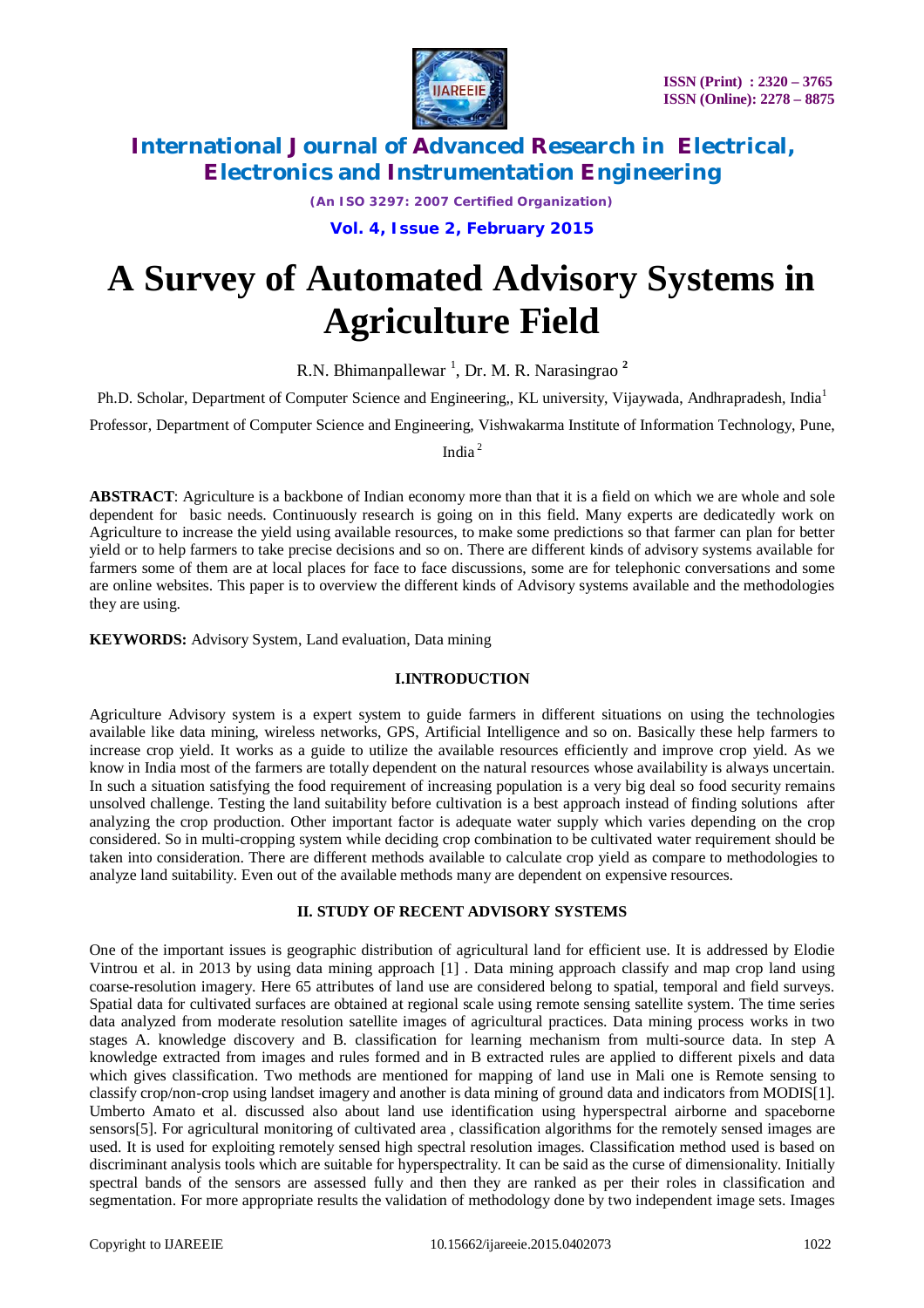# A Survey of Automated Advisory Systems in Agriculture Field

R.N. Bhimanpallewar [1], Dr. M. R. Narasingrao [2]

Ph.D. Scholar, Department of Computer Science and Engineering,, KL university, Vijaywada, Andhrapradesh, India[1]

Professor, Department of Computer Science and Engineering, Vishwakarma Institute of Information Technology, Pune, India [2]

**ABSTRACT**: Agriculture is a backbone of Indian economy more than that it is a field on which we are whole and sole dependent for basic needs. Continuously research is going on in this field. Many experts are dedicatedly work on Agriculture to increase the yield using available resources, to make some predictions so that farmer can plan for better yield or to help farmers to take precise decisions and so on. There are different kinds of advisory systems available for farmers some of them are at local places for face to face discussions, some are for telephonic conversations and some are online websites. This paper is to overview the different kinds of Advisory systems available and the methodologies they are using.

**KEYWORDS:** Advisory System, Land evaluation, Data mining

## I.INTRODUCTION

Agriculture Advisory system is a expert system to guide farmers in different situations on using the technologies available like data mining, wireless networks, GPS, Artificial Intelligence and so on. Basically these help farmers to increase crop yield. It works as a guide to utilize the available resources efficiently and improve crop yield. As we know in India most of the farmers are totally dependent on the natural resources whose availability is always uncertain. In such a situation satisfying the food requirement of increasing population is a very big deal so food security remains unsolved challenge. Testing the land suitability before cultivation is a best approach instead of finding solutions after analyzing the crop production. Other important factor is adequate water supply which varies depending on the crop considered. So in multi-cropping system while deciding crop combination to be cultivated water requirement should be taken into consideration. There are different methods available to calculate crop yield as compare to methodologies to analyze land suitability. Even out of the available methods many are dependent on expensive resources.

## II. STUDY OF RECENT ADVISORY SYSTEMS

One of the important issues is geographic distribution of agricultural land for efficient use. It is addressed by Elodie Vintrou et al. in 2013 by using data mining approach [1] . Data mining approach classify and map crop land using coarse-resolution imagery. Here 65 attributes of land use are considered belong to spatial, temporal and field surveys. Spatial data for cultivated surfaces are obtained at regional scale using remote sensing satellite system. The time series data analyzed from moderate resolution satellite images of agricultural practices. Data mining process works in two stages A. knowledge discovery and B. classification for learning mechanism from multi-source data. In step A knowledge extracted from images and rules formed and in B extracted rules are applied to different pixels and data which gives classification. Two methods are mentioned for mapping of land use in Mali one is Remote sensing to classify crop/non-crop using landset imagery and another is data mining of ground data and indicators from MODIS[1]. Umberto Amato et al. discussed also about land use identification using hyperspectral airborne and spaceborne sensors[5]. For agricultural monitoring of cultivated area , classification algorithms for the remotely sensed images are used. It is used for exploiting remotely sensed high spectral resolution images. Classification method used is based on discriminant analysis tools which are suitable for hyperspectrality. It can be said as the curse of dimensionality. Initially spectral bands of the sensors are assessed fully and then they are ranked as per their roles in classification and segmentation. For more appropriate results the validation of methodology done by two independent image sets. Images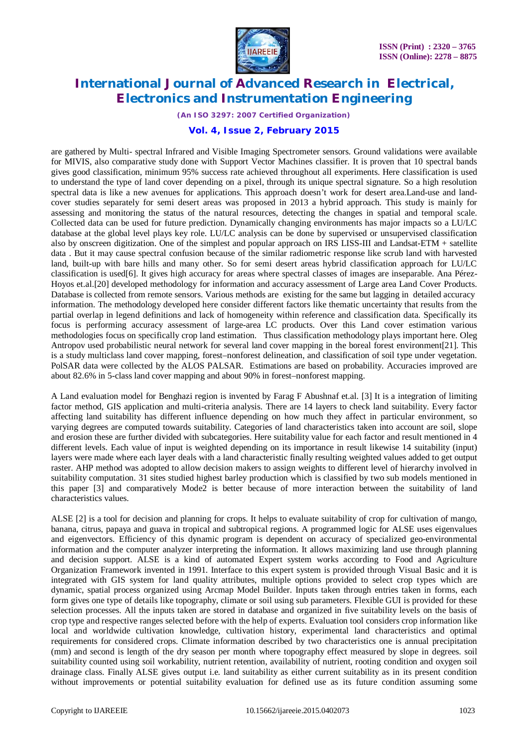are gathered by Multi- spectral Infrared and Visible Imaging Spectrometer sensors. Ground validations were available for MIVIS, also comparative study done with Support Vector Machines classifier. It is proven that 10 spectral bands gives good classification, minimum 95% success rate achieved throughout all experiments. Here classification is used to understand the type of land cover depending on a pixel, through its unique spectral signature. So a high resolution spectral data is like a new avenues for applications. This approach doesn't work for desert area.Land-use and land-cover studies separately for semi desert areas was proposed in 2013 a hybrid approach. This study is mainly for assessing and monitoring the status of the natural resources, detecting the changes in spatial and temporal scale. Collected data can be used for future prediction. Dynamically changing environments has major impacts so a LU/LC database at the global level plays key role. LU/LC analysis can be done by supervised or unsupervised classification also by onscreen digitization. One of the simplest and popular approach on IRS LISS-III and Landsat-ETM + satellite data . But it may cause spectral confusion because of the similar radiometric response like scrub land with harvested land, built-up with bare hills and many other. So for semi desert areas hybrid classification approach for LU/LC classification is used[6]. It gives high accuracy for areas where spectral classes of images are inseparable. Ana Pérez-Hoyos et.al.[20] developed methodology for information and accuracy assessment of Large area Land Cover Products. Database is collected from remote sensors. Various methods are existing for the same but lagging in detailed accuracy information. The methodology developed here consider different factors like thematic uncertainty that results from the partial overlap in legend definitions and lack of homogeneity within reference and classification data. Specifically its focus is performing accuracy assessment of large-area LC products. Over this Land cover estimation various methodologies focus on specifically crop land estimation. Thus classification methodology plays important here. Oleg Antropov used probabilistic neural network for several land cover mapping in the boreal forest environment[21]. This is a study multiclass land cover mapping, forest–nonforest delineation, and classification of soil type under vegetation. PolSAR data were collected by the ALOS PALSAR. Estimations are based on probability. Accuracies improved are about 82.6% in 5-class land cover mapping and about 90% in forest–nonforest mapping.

A Land evaluation model for Benghazi region is invented by Farag F Abushnaf et.al. [3] It is a integration of limiting factor method, GIS application and multi-criteria analysis. There are 14 layers to check land suitability. Every factor affecting land suitability has different influence depending on how much they affect in particular environment, so varying degrees are computed towards suitability. Categories of land characteristics taken into account are soil, slope and erosion these are further divided with subcategories. Here suitability value for each factor and result mentioned in 4 different levels. Each value of input is weighted depending on its importance in result likewise 14 suitability (input) layers were made where each layer deals with a land characteristic finally resulting weighted values added to get output raster. AHP method was adopted to allow decision makers to assign weights to different level of hierarchy involved in suitability computation. 31 sites studied highest barley production which is classified by two sub models mentioned in this paper [3] and comparatively Mode2 is better because of more interaction between the suitability of land characteristics values.

ALSE [2] is a tool for decision and planning for crops. It helps to evaluate suitability of crop for cultivation of mango, banana, citrus, papaya and guava in tropical and subtropical regions. A programmed logic for ALSE uses eigenvalues and eigenvectors. Efficiency of this dynamic program is dependent on accuracy of specialized geo-environmental information and the computer analyzer interpreting the information. It allows maximizing land use through planning and decision support. ALSE is a kind of automated Expert system works according to Food and Agriculture Organization Framework invented in 1991. Interface to this expert system is provided through Visual Basic and it is integrated with GIS system for land quality attributes, multiple options provided to select crop types which are dynamic, spatial process organized using Arcmap Model Builder. Inputs taken through entries taken in forms, each form gives one type of details like topography, climate or soil using sub parameters. Flexible GUI is provided for these selection processes. All the inputs taken are stored in database and organized in five suitability levels on the basis of crop type and respective ranges selected before with the help of experts. Evaluation tool considers crop information like local and worldwide cultivation knowledge, cultivation history, experimental land characteristics and optimal requirements for considered crops. Climate information described by two characteristics one is annual precipitation (mm) and second is length of the dry season per month where topography effect measured by slope in degrees. soil suitability counted using soil workability, nutrient retention, availability of nutrient, rooting condition and oxygen soil drainage class. Finally ALSE gives output i.e. land suitability as either current suitability as in its present condition without improvements or potential suitability evaluation for defined use as its future condition assuming some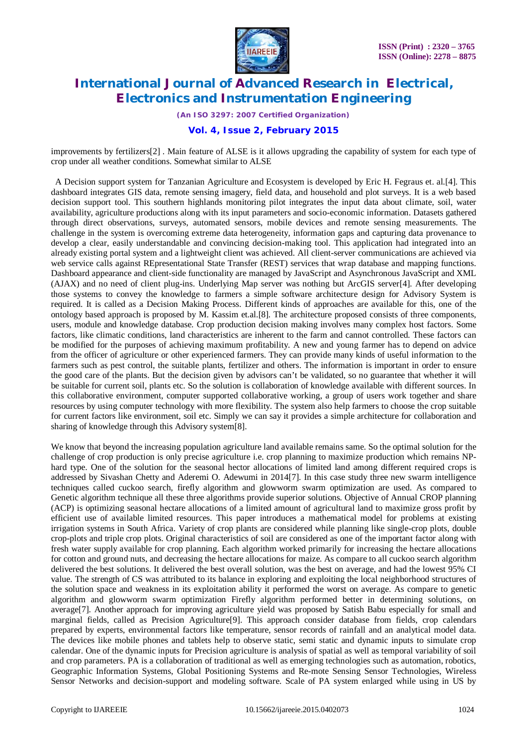improvements by fertilizers[2] . Main feature of ALSE is it allows upgrading the capability of system for each type of crop under all weather conditions. Somewhat similar to ALSE

A Decision support system for Tanzanian Agriculture and Ecosystem is developed by Eric H. Fegraus et. al.[4]. This dashboard integrates GIS data, remote sensing imagery, field data, and household and plot surveys. It is a web based decision support tool. This southern highlands monitoring pilot integrates the input data about climate, soil, water availability, agriculture productions along with its input parameters and socio-economic information. Datasets gathered through direct observations, surveys, automated sensors, mobile devices and remote sensing measurements. The challenge in the system is overcoming extreme data heterogeneity, information gaps and capturing data provenance to develop a clear, easily understandable and convincing decision-making tool. This application had integrated into an already existing portal system and a lightweight client was achieved. All client-server communications are achieved via web service calls against REpresentational State Transfer (REST) services that wrap database and mapping functions. Dashboard appearance and client-side functionality are managed by JavaScript and Asynchronous JavaScript and XML (AJAX) and no need of client plug-ins. Underlying Map server was nothing but ArcGIS server[4]. After developing those systems to convey the knowledge to farmers a simple software architecture design for Advisory System is required. It is called as a Decision Making Process. Different kinds of approaches are available for this, one of the ontology based approach is proposed by M. Kassim et.al.[8]. The architecture proposed consists of three components, users, module and knowledge database. Crop production decision making involves many complex host factors. Some factors, like climatic conditions, land characteristics are inherent to the farm and cannot controlled. These factors can be modified for the purposes of achieving maximum profitability. A new and young farmer has to depend on advice from the officer of agriculture or other experienced farmers. They can provide many kinds of useful information to the farmers such as pest control, the suitable plants, fertilizer and others. The information is important in order to ensure the good care of the plants. But the decision given by advisors can't be validated, so no guarantee that whether it will be suitable for current soil, plants etc. So the solution is collaboration of knowledge available with different sources. In this collaborative environment, computer supported collaborative working, a group of users work together and share resources by using computer technology with more flexibility. The system also help farmers to choose the crop suitable for current factors like environment, soil etc. Simply we can say it provides a simple architecture for collaboration and sharing of knowledge through this Advisory system[8].

We know that beyond the increasing population agriculture land available remains same. So the optimal solution for the challenge of crop production is only precise agriculture i.e. crop planning to maximize production which remains NP-hard type. One of the solution for the seasonal hector allocations of limited land among different required crops is addressed by Sivashan Chetty and Aderemi O. Adewumi in 2014[7]. In this case study three new swarm intelligence techniques called cuckoo search, firefly algorithm and glowworm swarm optimization are used. As compared to Genetic algorithm technique all these three algorithms provide superior solutions. Objective of Annual CROP planning (ACP) is optimizing seasonal hectare allocations of a limited amount of agricultural land to maximize gross profit by efficient use of available limited resources. This paper introduces a mathematical model for problems at existing irrigation systems in South Africa. Variety of crop plants are considered while planning like single-crop plots, double crop-plots and triple crop plots. Original characteristics of soil are considered as one of the important factor along with fresh water supply available for crop planning. Each algorithm worked primarily for increasing the hectare allocations for cotton and ground nuts, and decreasing the hectare allocations for maize. As compare to all cuckoo search algorithm delivered the best solutions. It delivered the best overall solution, was the best on average, and had the lowest 95% CI value. The strength of CS was attributed to its balance in exploring and exploiting the local neighborhood structures of the solution space and weakness in its exploitation ability it performed the worst on average. As compare to genetic algorithm and glowworm swarm optimization Firefly algorithm performed better in determining solutions, on average[7]. Another approach for improving agriculture yield was proposed by Satish Babu especially for small and marginal fields, called as Precision Agriculture[9]. This approach consider database from fields, crop calendars prepared by experts, environmental factors like temperature, sensor records of rainfall and an analytical model data. The devices like mobile phones and tablets help to observe static, semi static and dynamic inputs to simulate crop calendar. One of the dynamic inputs for Precision agriculture is analysis of spatial as well as temporal variability of soil and crop parameters. PA is a collaboration of traditional as well as emerging technologies such as automation, robotics, Geographic Information Systems, Global Positioning Systems and Re-mote Sensing Sensor Technologies, Wireless Sensor Networks and decision-support and modeling software. Scale of PA system enlarged while using in US by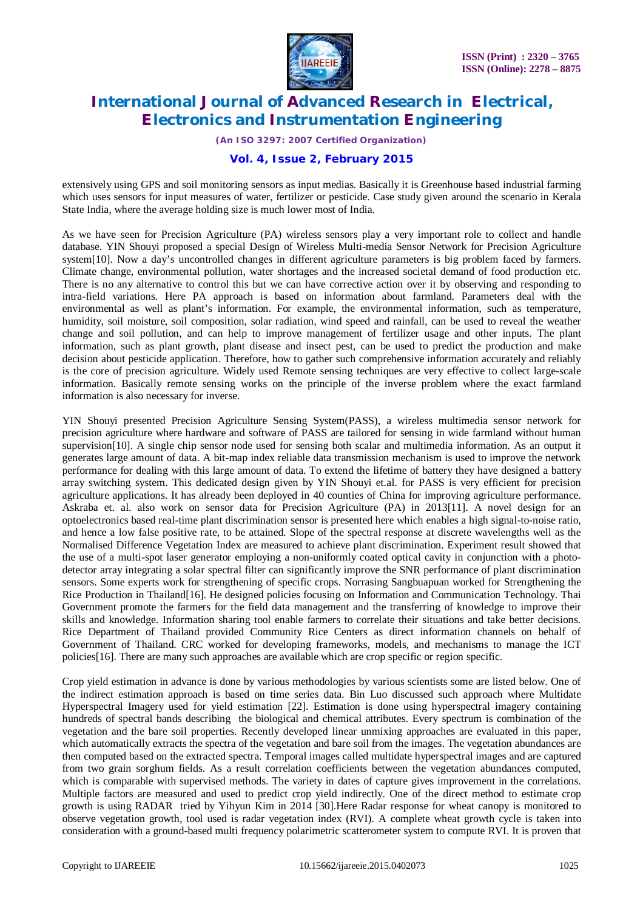extensively using GPS and soil monitoring sensors as input medias. Basically it is Greenhouse based industrial farming which uses sensors for input measures of water, fertilizer or pesticide. Case study given around the scenario in Kerala State India, where the average holding size is much lower most of India.

As we have seen for Precision Agriculture (PA) wireless sensors play a very important role to collect and handle database. YIN Shouyi proposed a special Design of Wireless Multi-media Sensor Network for Precision Agriculture system[10]. Now a day's uncontrolled changes in different agriculture parameters is big problem faced by farmers. Climate change, environmental pollution, water shortages and the increased societal demand of food production etc. There is no any alternative to control this but we can have corrective action over it by observing and responding to intra-field variations. Here PA approach is based on information about farmland. Parameters deal with the environmental as well as plant's information. For example, the environmental information, such as temperature, humidity, soil moisture, soil composition, solar radiation, wind speed and rainfall, can be used to reveal the weather change and soil pollution, and can help to improve management of fertilizer usage and other inputs. The plant information, such as plant growth, plant disease and insect pest, can be used to predict the production and make decision about pesticide application. Therefore, how to gather such comprehensive information accurately and reliably is the core of precision agriculture. Widely used Remote sensing techniques are very effective to collect large-scale information. Basically remote sensing works on the principle of the inverse problem where the exact farmland information is also necessary for inverse.

YIN Shouyi presented Precision Agriculture Sensing System(PASS), a wireless multimedia sensor network for precision agriculture where hardware and software of PASS are tailored for sensing in wide farmland without human supervision[10]. A single chip sensor node used for sensing both scalar and multimedia information. As an output it generates large amount of data. A bit-map index reliable data transmission mechanism is used to improve the network performance for dealing with this large amount of data. To extend the lifetime of battery they have designed a battery array switching system. This dedicated design given by YIN Shouyi et.al. for PASS is very efficient for precision agriculture applications. It has already been deployed in 40 counties of China for improving agriculture performance. Askraba et. al. also work on sensor data for Precision Agriculture (PA) in 2013[11]. A novel design for an optoelectronics based real-time plant discrimination sensor is presented here which enables a high signal-to-noise ratio, and hence a low false positive rate, to be attained. Slope of the spectral response at discrete wavelengths well as the Normalised Difference Vegetation Index are measured to achieve plant discrimination. Experiment result showed that the use of a multi-spot laser generator employing a non-uniformly coated optical cavity in conjunction with a photo-detector array integrating a solar spectral filter can significantly improve the SNR performance of plant discrimination sensors. Some experts work for strengthening of specific crops. Norrasing Sangbuapuan worked for Strengthening the Rice Production in Thailand[16]. He designed policies focusing on Information and Communication Technology. Thai Government promote the farmers for the field data management and the transferring of knowledge to improve their skills and knowledge. Information sharing tool enable farmers to correlate their situations and take better decisions. Rice Department of Thailand provided Community Rice Centers as direct information channels on behalf of Government of Thailand. CRC worked for developing frameworks, models, and mechanisms to manage the ICT policies[16]. There are many such approaches are available which are crop specific or region specific.

Crop yield estimation in advance is done by various methodologies by various scientists some are listed below. One of the indirect estimation approach is based on time series data. Bin Luo discussed such approach where Multidate Hyperspectral Imagery used for yield estimation [22]. Estimation is done using hyperspectral imagery containing hundreds of spectral bands describing the biological and chemical attributes. Every spectrum is combination of the vegetation and the bare soil properties. Recently developed linear unmixing approaches are evaluated in this paper, which automatically extracts the spectra of the vegetation and bare soil from the images. The vegetation abundances are then computed based on the extracted spectra. Temporal images called multidate hyperspectral images and are captured from two grain sorghum fields. As a result correlation coefficients between the vegetation abundances computed, which is comparable with supervised methods. The variety in dates of capture gives improvement in the correlations. Multiple factors are measured and used to predict crop yield indirectly. One of the direct method to estimate crop growth is using RADAR tried by Yihyun Kim in 2014 [30].Here Radar response for wheat canopy is monitored to observe vegetation growth, tool used is radar vegetation index (RVI). A complete wheat growth cycle is taken into consideration with a ground-based multi frequency polarimetric scatterometer system to compute RVI. It is proven that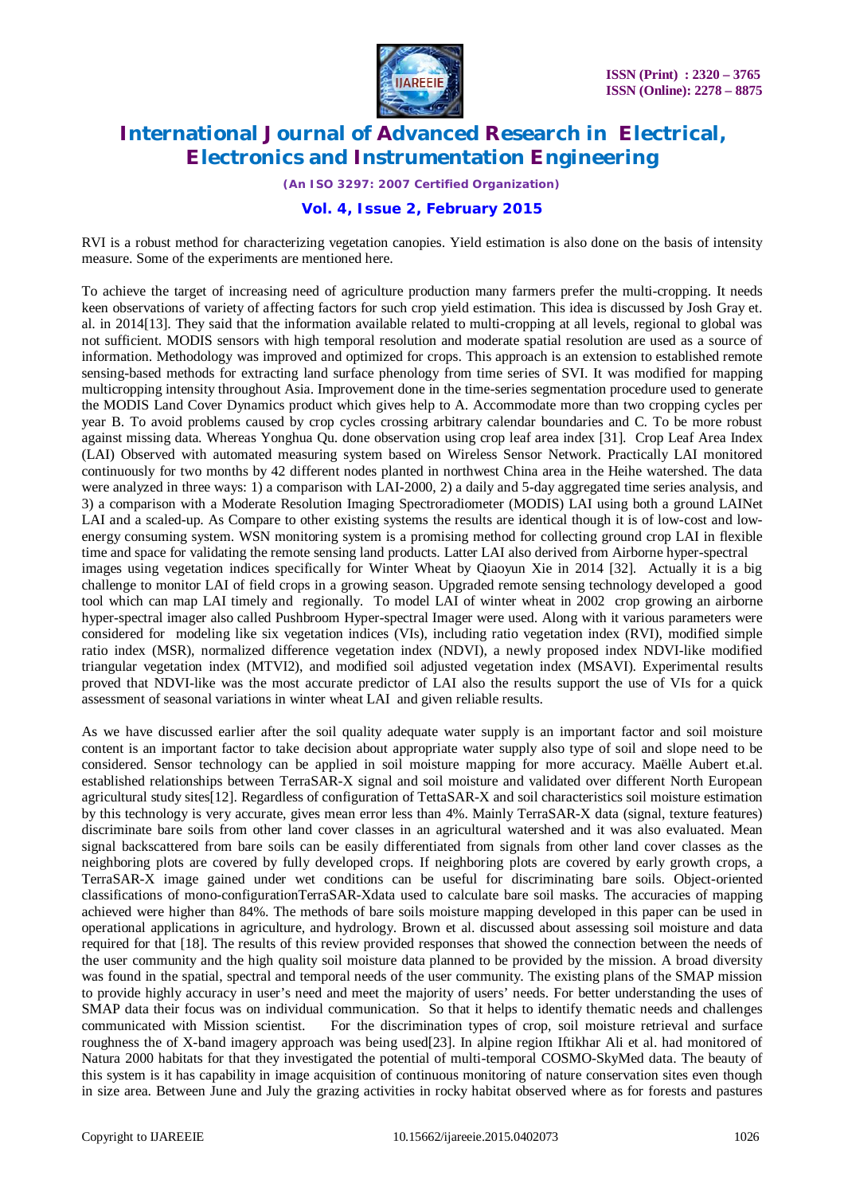RVI is a robust method for characterizing vegetation canopies. Yield estimation is also done on the basis of intensity measure. Some of the experiments are mentioned here.

To achieve the target of increasing need of agriculture production many farmers prefer the multi-cropping. It needs keen observations of variety of affecting factors for such crop yield estimation. This idea is discussed by Josh Gray et. al. in 2014[13]. They said that the information available related to multi-cropping at all levels, regional to global was not sufficient. MODIS sensors with high temporal resolution and moderate spatial resolution are used as a source of information. Methodology was improved and optimized for crops. This approach is an extension to established remote sensing-based methods for extracting land surface phenology from time series of SVI. It was modified for mapping multicropping intensity throughout Asia. Improvement done in the time-series segmentation procedure used to generate the MODIS Land Cover Dynamics product which gives help to A. Accommodate more than two cropping cycles per year B. To avoid problems caused by crop cycles crossing arbitrary calendar boundaries and C. To be more robust against missing data. Whereas Yonghua Qu. done observation using crop leaf area index [31]. Crop Leaf Area Index (LAI) Observed with automated measuring system based on Wireless Sensor Network. Practically LAI monitored continuously for two months by 42 different nodes planted in northwest China area in the Heihe watershed. The data were analyzed in three ways: 1) a comparison with LAI-2000, 2) a daily and 5-day aggregated time series analysis, and 3) a comparison with a Moderate Resolution Imaging Spectroradiometer (MODIS) LAI using both a ground LAINet LAI and a scaled-up. As Compare to other existing systems the results are identical though it is of low-cost and low-energy consuming system. WSN monitoring system is a promising method for collecting ground crop LAI in flexible time and space for validating the remote sensing land products. Latter LAI also derived from Airborne hyper-spectral images using vegetation indices specifically for Winter Wheat by Qiaoyun Xie in 2014 [32]. Actually it is a big challenge to monitor LAI of field crops in a growing season. Upgraded remote sensing technology developed a good tool which can map LAI timely and regionally. To model LAI of winter wheat in 2002 crop growing an airborne hyper-spectral imager also called Pushbroom Hyper-spectral Imager were used. Along with it various parameters were considered for modeling like six vegetation indices (VIs), including ratio vegetation index (RVI), modified simple ratio index (MSR), normalized difference vegetation index (NDVI), a newly proposed index NDVI-like modified triangular vegetation index (MTVI2), and modified soil adjusted vegetation index (MSAVI). Experimental results proved that NDVI-like was the most accurate predictor of LAI also the results support the use of VIs for a quick assessment of seasonal variations in winter wheat LAI and given reliable results.

As we have discussed earlier after the soil quality adequate water supply is an important factor and soil moisture content is an important factor to take decision about appropriate water supply also type of soil and slope need to be considered. Sensor technology can be applied in soil moisture mapping for more accuracy. Maëlle Aubert et.al. established relationships between TerraSAR-X signal and soil moisture and validated over different North European agricultural study sites[12]. Regardless of configuration of TettaSAR-X and soil characteristics soil moisture estimation by this technology is very accurate, gives mean error less than 4%. Mainly TerraSAR-X data (signal, texture features) discriminate bare soils from other land cover classes in an agricultural watershed and it was also evaluated. Mean signal backscattered from bare soils can be easily differentiated from signals from other land cover classes as the neighboring plots are covered by fully developed crops. If neighboring plots are covered by early growth crops, a TerraSAR-X image gained under wet conditions can be useful for discriminating bare soils. Object-oriented classifications of mono-configurationTerraSAR-Xdata used to calculate bare soil masks. The accuracies of mapping achieved were higher than 84%. The methods of bare soils moisture mapping developed in this paper can be used in operational applications in agriculture, and hydrology. Brown et al. discussed about assessing soil moisture and data required for that [18]. The results of this review provided responses that showed the connection between the needs of the user community and the high quality soil moisture data planned to be provided by the mission. A broad diversity was found in the spatial, spectral and temporal needs of the user community. The existing plans of the SMAP mission to provide highly accuracy in user's need and meet the majority of users' needs. For better understanding the uses of SMAP data their focus was on individual communication. So that it helps to identify thematic needs and challenges communicated with Mission scientist. For the discrimination types of crop, soil moisture retrieval and surface roughness the of X-band imagery approach was being used[23]. In alpine region Iftikhar Ali et al. had monitored of Natura 2000 habitats for that they investigated the potential of multi-temporal COSMO-SkyMed data. The beauty of this system is it has capability in image acquisition of continuous monitoring of nature conservation sites even though in size area. Between June and July the grazing activities in rocky habitat observed where as for forests and pastures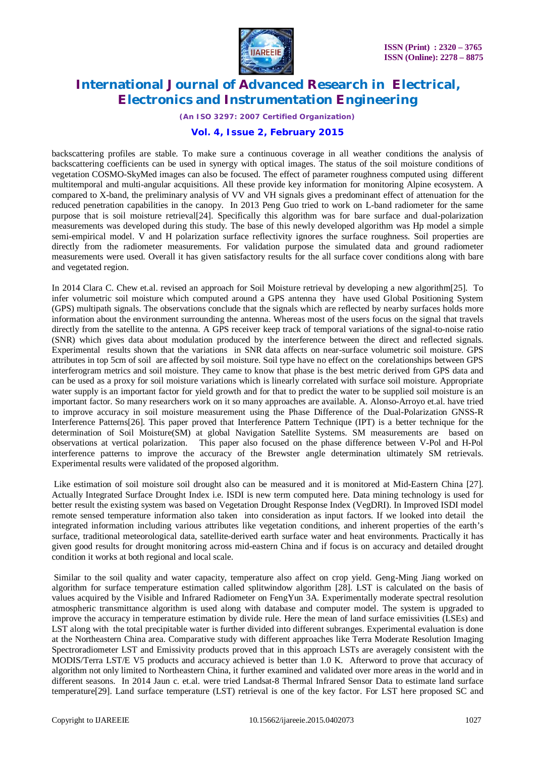backscattering profiles are stable. To make sure a continuous coverage in all weather conditions the analysis of backscattering coefficients can be used in synergy with optical images. The status of the soil moisture conditions of vegetation COSMO-SkyMed images can also be focused. The effect of parameter roughness computed using different multitemporal and multi-angular acquisitions. All these provide key information for monitoring Alpine ecosystem. A compared to X-band, the preliminary analysis of VV and VH signals gives a predominant effect of attenuation for the reduced penetration capabilities in the canopy. In 2013 Peng Guo tried to work on L-band radiometer for the same purpose that is soil moisture retrieval[24]. Specifically this algorithm was for bare surface and dual-polarization measurements was developed during this study. The base of this newly developed algorithm was Hp model a simple semi-empirical model. V and H polarization surface reflectivity ignores the surface roughness. Soil properties are directly from the radiometer measurements. For validation purpose the simulated data and ground radiometer measurements were used. Overall it has given satisfactory results for the all surface cover conditions along with bare and vegetated region.

In 2014 Clara C. Chew et.al. revised an approach for Soil Moisture retrieval by developing a new algorithm[25]. To infer volumetric soil moisture which computed around a GPS antenna they have used Global Positioning System (GPS) multipath signals. The observations conclude that the signals which are reflected by nearby surfaces holds more information about the environment surrounding the antenna. Whereas most of the users focus on the signal that travels directly from the satellite to the antenna. A GPS receiver keep track of temporal variations of the signal-to-noise ratio (SNR) which gives data about modulation produced by the interference between the direct and reflected signals. Experimental results shown that the variations in SNR data affects on near-surface volumetric soil moisture. GPS attributes in top 5cm of soil are affected by soil moisture. Soil type have no effect on the corelationships between GPS interferogram metrics and soil moisture. They came to know that phase is the best metric derived from GPS data and can be used as a proxy for soil moisture variations which is linearly correlated with surface soil moisture. Appropriate water supply is an important factor for yield growth and for that to predict the water to be supplied soil moisture is an important factor. So many researchers work on it so many approaches are available. A. Alonso-Arroyo et.al. have tried to improve accuracy in soil moisture measurement using the Phase Difference of the Dual-Polarization GNSS-R Interference Patterns[26]. This paper proved that Interference Pattern Technique (IPT) is a better technique for the determination of Soil Moisture(SM) at global Navigation Satellite Systems. SM measurements are based on observations at vertical polarization. This paper also focused on the phase difference between V-Pol and H-Pol interference patterns to improve the accuracy of the Brewster angle determination ultimately SM retrievals. Experimental results were validated of the proposed algorithm.

Like estimation of soil moisture soil drought also can be measured and it is monitored at Mid-Eastern China [27]. Actually Integrated Surface Drought Index i.e. ISDI is new term computed here. Data mining technology is used for better result the existing system was based on Vegetation Drought Response Index (VegDRI). In Improved ISDI model remote sensed temperature information also taken into consideration as input factors. If we looked into detail the integrated information including various attributes like vegetation conditions, and inherent properties of the earth's surface, traditional meteorological data, satellite-derived earth surface water and heat environments. Practically it has given good results for drought monitoring across mid-eastern China and if focus is on accuracy and detailed drought condition it works at both regional and local scale.

Similar to the soil quality and water capacity, temperature also affect on crop yield. Geng-Ming Jiang worked on algorithm for surface temperature estimation called splitwindow algorithm [28]. LST is calculated on the basis of values acquired by the Visible and Infrared Radiometer on FengYun 3A. Experimentally moderate spectral resolution atmospheric transmittance algorithm is used along with database and computer model. The system is upgraded to improve the accuracy in temperature estimation by divide rule. Here the mean of land surface emissivities (LSEs) and LST along with the total precipitable water is further divided into different subranges. Experimental evaluation is done at the Northeastern China area. Comparative study with different approaches like Terra Moderate Resolution Imaging Spectroradiometer LST and Emissivity products proved that in this approach LSTs are averagely consistent with the MODIS/Terra LST/E V5 products and accuracy achieved is better than 1.0 K. Afterword to prove that accuracy of algorithm not only limited to Northeastern China, it further examined and validated over more areas in the world and in different seasons. In 2014 Jaun c. et.al. were tried Landsat-8 Thermal Infrared Sensor Data to estimate land surface temperature[29]. Land surface temperature (LST) retrieval is one of the key factor. For LST here proposed SC and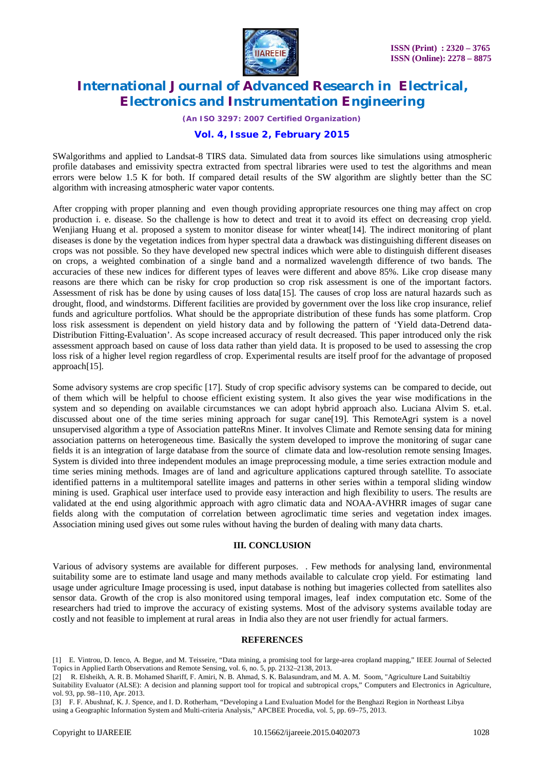SWalgorithms and applied to Landsat-8 TIRS data. Simulated data from sources like simulations using atmospheric profile databases and emissivity spectra extracted from spectral libraries were used to test the algorithms and mean errors were below 1.5 K for both. If compared detail results of the SW algorithm are slightly better than the SC algorithm with increasing atmospheric water vapor contents.

After cropping with proper planning and even though providing appropriate resources one thing may affect on crop production i. e. disease. So the challenge is how to detect and treat it to avoid its effect on decreasing crop yield. Wenjiang Huang et al. proposed a system to monitor disease for winter wheat[14]. The indirect monitoring of plant diseases is done by the vegetation indices from hyper spectral data a drawback was distinguishing different diseases on crops was not possible. So they have developed new spectral indices which were able to distinguish different diseases on crops, a weighted combination of a single band and a normalized wavelength difference of two bands. The accuracies of these new indices for different types of leaves were different and above 85%. Like crop disease many reasons are there which can be risky for crop production so crop risk assessment is one of the important factors. Assessment of risk has be done by using causes of loss data[15]. The causes of crop loss are natural hazards such as drought, flood, and windstorms. Different facilities are provided by government over the loss like crop insurance, relief funds and agriculture portfolios. What should be the appropriate distribution of these funds has some platform. Crop loss risk assessment is dependent on yield history data and by following the pattern of 'Yield data-Detrend data-Distribution Fitting-Evaluation'. As scope increased accuracy of result decreased. This paper introduced only the risk assessment approach based on cause of loss data rather than yield data. It is proposed to be used to assessing the crop loss risk of a higher level region regardless of crop. Experimental results are itself proof for the advantage of proposed approach[15].

Some advisory systems are crop specific [17]. Study of crop specific advisory systems can be compared to decide, out of them which will be helpful to choose efficient existing system. It also gives the year wise modifications in the system and so depending on available circumstances we can adopt hybrid approach also. Luciana Alvim S. et.al. discussed about one of the time series mining approach for sugar cane[19]. This RemoteAgri system is a novel unsupervised algorithm a type of Association patteRns Miner. It involves Climate and Remote sensing data for mining association patterns on heterogeneous time. Basically the system developed to improve the monitoring of sugar cane fields it is an integration of large database from the source of climate data and low-resolution remote sensing Images. System is divided into three independent modules an image preprocessing module, a time series extraction module and time series mining methods. Images are of land and agriculture applications captured through satellite. To associate identified patterns in a multitemporal satellite images and patterns in other series within a temporal sliding window mining is used. Graphical user interface used to provide easy interaction and high flexibility to users. The results are validated at the end using algorithmic approach with agro climatic data and NOAA-AVHRR images of sugar cane fields along with the computation of correlation between agroclimatic time series and vegetation index images. Association mining used gives out some rules without having the burden of dealing with many data charts.

## III. CONCLUSION

Various of advisory systems are available for different purposes. . Few methods for analysing land, environmental suitability some are to estimate land usage and many methods available to calculate crop yield. For estimating land usage under agriculture Image processing is used, input database is nothing but imageries collected from satellites also sensor data. Growth of the crop is also monitored using temporal images, leaf index computation etc. Some of the researchers had tried to improve the accuracy of existing systems. Most of the advisory systems available today are costly and not feasible to implement at rural areas in India also they are not user friendly for actual farmers.

## REFERENCES

[1] E. Vintrou, D. Ienco, A. Begue, and M. Teisseire, "Data mining, a promising tool for large-area cropland mapping," IEEE Journal of Selected Topics in Applied Earth Observations and Remote Sensing, vol. 6, no. 5, pp. 2132–2138, 2013.

[2] R. Elsheikh, A. R. B. Mohamed Shariff, F. Amiri, N. B. Ahmad, S. K. Balasundram, and M. A. M. Soom, "Agriculture Land Suitabiltiy Suitability Evaluator (ALSE): A decision and planning support tool for tropical and subtropical crops," Computers and Electronics in Agriculture, vol. 93, pp. 98–110, Apr. 2013.

[3] F. F. Abushnaf, K. J. Spence, and I. D. Rotherham, "Developing a Land Evaluation Model for the Benghazi Region in Northeast Libya using a Geographic Information System and Multi-criteria Analysis," APCBEE Procedia, vol. 5, pp. 69–75, 2013.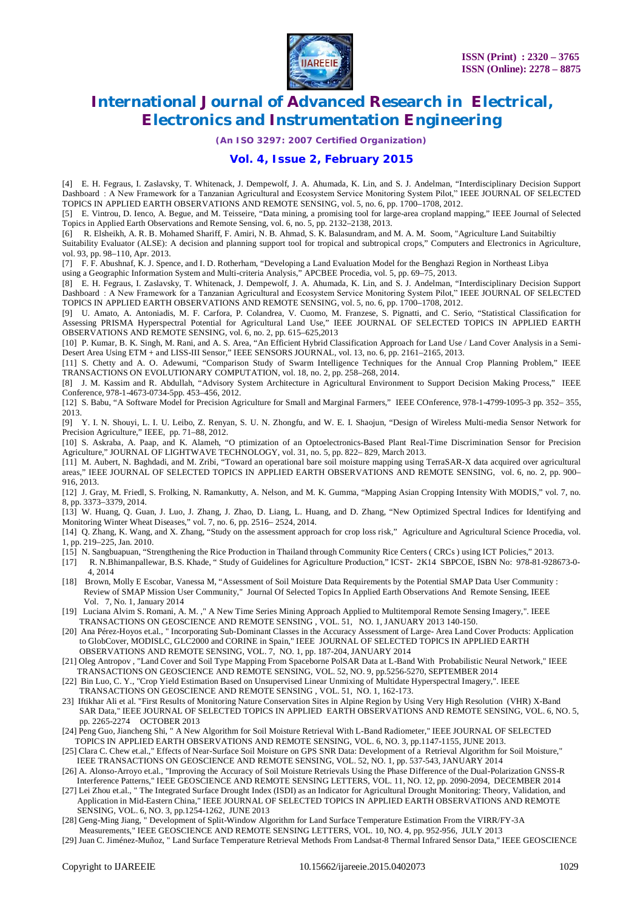[4] E. H. Fegraus, I. Zaslavsky, T. Whitenack, J. Dempewolf, J. A. Ahumada, K. Lin, and S. J. Andelman, "Interdisciplinary Decision Support Dashboard : A New Framework for a Tanzanian Agricultural and Ecosystem Service Monitoring System Pilot," IEEE JOURNAL OF SELECTED TOPICS IN APPLIED EARTH OBSERVATIONS AND REMOTE SENSING, vol. 5, no. 6, pp. 1700–1708, 2012.

[5] E. Vintrou, D. Ienco, A. Begue, and M. Teisseire, "Data mining, a promising tool for large-area cropland mapping," IEEE Journal of Selected Topics in Applied Earth Observations and Remote Sensing, vol. 6, no. 5, pp. 2132–2138, 2013.

[6] R. Elsheikh, A. R. B. Mohamed Shariff, F. Amiri, N. B. Ahmad, S. K. Balasundram, and M. A. M. Soom, "Agriculture Land Suitabiltiy Suitability Evaluator (ALSE): A decision and planning support tool for tropical and subtropical crops," Computers and Electronics in Agriculture, vol. 93, pp. 98–110, Apr. 2013.

[7] F. F. Abushnaf, K. J. Spence, and I. D. Rotherham, "Developing a Land Evaluation Model for the Benghazi Region in Northeast Libya using a Geographic Information System and Multi-criteria Analysis," APCBEE Procedia, vol. 5, pp. 69–75, 2013.

[8] E. H. Fegraus, I. Zaslavsky, T. Whitenack, J. Dempewolf, J. A. Ahumada, K. Lin, and S. J. Andelman, "Interdisciplinary Decision Support Dashboard : A New Framework for a Tanzanian Agricultural and Ecosystem Service Monitoring System Pilot," IEEE JOURNAL OF SELECTED TOPICS IN APPLIED EARTH OBSERVATIONS AND REMOTE SENSING, vol. 5, no. 6, pp. 1700–1708, 2012.

[9] U. Amato, A. Antoniadis, M. F. Carfora, P. Colandrea, V. Cuomo, M. Franzese, S. Pignatti, and C. Serio, "Statistical Classification for Assessing PRISMA Hyperspectral Potential for Agricultural Land Use," IEEE JOURNAL OF SELECTED TOPICS IN APPLIED EARTH OBSERVATIONS AND REMOTE SENSING, vol. 6, no. 2, pp. 615–625,2013

[10] P. Kumar, B. K. Singh, M. Rani, and A. S. Area, "An Efficient Hybrid Classification Approach for Land Use / Land Cover Analysis in a Semi-Desert Area Using ETM + and LISS-III Sensor," IEEE SENSORS JOURNAL, vol. 13, no. 6, pp. 2161–2165, 2013.

[11] S. Chetty and A. O. Adewumi, "Comparison Study of Swarm Intelligence Techniques for the Annual Crop Planning Problem," IEEE TRANSACTIONS ON EVOLUTIONARY COMPUTATION, vol. 18, no. 2, pp. 258–268, 2014.

[8] J. M. Kassim and R. Abdullah, "Advisory System Architecture in Agricultural Environment to Support Decision Making Process," IEEE Conference, 978-1-4673-0734-5pp. 453–456, 2012.

[12] S. Babu, "A Software Model for Precision Agriculture for Small and Marginal Farmers," IEEE COnference, 978-1-4799-1095-3 pp. 352– 355, 2013.

[9] Y. I. N. Shouyi, L. I. U. Leibo, Z. Renyan, S. U. N. Zhongfu, and W. E. I. Shaojun, "Design of Wireless Multi-media Sensor Network for Precision Agriculture," IEEE, pp. 71–88, 2012.

[10] S. Askraba, A. Paap, and K. Alameh, "O ptimization of an Optoelectronics-Based Plant Real-Time Discrimination Sensor for Precision Agriculture," JOURNAL OF LIGHTWAVE TECHNOLOGY, vol. 31, no. 5, pp. 822– 829, March 2013.

[11] M. Aubert, N. Baghdadi, and M. Zribi, "Toward an operational bare soil moisture mapping using TerraSAR-X data acquired over agricultural areas," IEEE JOURNAL OF SELECTED TOPICS IN APPLIED EARTH OBSERVATIONS AND REMOTE SENSING, vol. 6, no. 2, pp. 900–916, 2013.

[12] J. Gray, M. Friedl, S. Frolking, N. Ramankutty, A. Nelson, and M. K. Gumma, "Mapping Asian Cropping Intensity With MODIS," vol. 7, no. 8, pp. 3373–3379, 2014.

[13] W. Huang, Q. Guan, J. Luo, J. Zhang, J. Zhao, D. Liang, L. Huang, and D. Zhang, "New Optimized Spectral Indices for Identifying and Monitoring Winter Wheat Diseases," vol. 7, no. 6, pp. 2516– 2524, 2014.

[14] Q. Zhang, K. Wang, and X. Zhang, "Study on the assessment approach for crop loss risk," Agriculture and Agricultural Science Procedia, vol. 1, pp. 219–225, Jan. 2010.

[15] N. Sangbuapuan, "Strengthening the Rice Production in Thailand through Community Rice Centers ( CRCs ) using ICT Policies," 2013.

[17] R. N.Bhimanpallewar, B.S. Khade, " Study of Guidelines for Agriculture Production," ICST- 2K14 SBPCOE, ISBN No: 978-81-928673-0-4, 2014

[18] Brown, Molly E Escobar, Vanessa M, "Assessment of Soil Moisture Data Requirements by the Potential SMAP Data User Community : Review of SMAP Mission User Community," Journal Of Selected Topics In Applied Earth Observations And Remote Sensing, IEEE Vol. 7, No. 1, January 2014

[19] Luciana Alvim S. Romani, A. M. ," A New Time Series Mining Approach Applied to Multitemporal Remote Sensing Imagery,". IEEE TRANSACTIONS ON GEOSCIENCE AND REMOTE SENSING , VOL. 51, NO. 1, JANUARY 2013 140-150.

[20] Ana Pérez-Hoyos et.al., " Incorporating Sub-Dominant Classes in the Accuracy Assessment of Large- Area Land Cover Products: Application to GlobCover, MODISLC, GLC2000 and CORINE in Spain," IEEE JOURNAL OF SELECTED TOPICS IN APPLIED EARTH OBSERVATIONS AND REMOTE SENSING, VOL. 7, NO. 1, pp. 187-204, JANUARY 2014

[21] Oleg Antropov , "Land Cover and Soil Type Mapping From Spaceborne PolSAR Data at L-Band With Probabilistic Neural Network," IEEE TRANSACTIONS ON GEOSCIENCE AND REMOTE SENSING, VOL. 52, NO. 9, pp.5256-5270, SEPTEMBER 2014

[22] Bin Luo, C. Y., "Crop Yield Estimation Based on Unsupervised Linear Unmixing of Multidate Hyperspectral Imagery,". IEEE TRANSACTIONS ON GEOSCIENCE AND REMOTE SENSING , VOL. 51, NO. 1, 162-173.

23] Iftikhar Ali et al. "First Results of Monitoring Nature Conservation Sites in Alpine Region by Using Very High Resolution (VHR) X-Band SAR Data," IEEE JOURNAL OF SELECTED TOPICS IN APPLIED EARTH OBSERVATIONS AND REMOTE SENSING, VOL. 6, NO. 5, pp. 2265-2274 OCTOBER 2013

[24] Peng Guo, Jiancheng Shi, " A New Algorithm for Soil Moisture Retrieval With L-Band Radiometer," IEEE JOURNAL OF SELECTED TOPICS IN APPLIED EARTH OBSERVATIONS AND REMOTE SENSING, VOL. 6, NO. 3, pp.1147-1155, JUNE 2013.

[25] Clara C. Chew et.al.," Effects of Near-Surface Soil Moisture on GPS SNR Data: Development of a Retrieval Algorithm for Soil Moisture," IEEE TRANSACTIONS ON GEOSCIENCE AND REMOTE SENSING, VOL. 52, NO. 1, pp. 537-543, JANUARY 2014

[26] A. Alonso-Arroyo et.al., "Improving the Accuracy of Soil Moisture Retrievals Using the Phase Difference of the Dual-Polarization GNSS-R Interference Patterns," IEEE GEOSCIENCE AND REMOTE SENSING LETTERS, VOL. 11, NO. 12, pp. 2090-2094, DECEMBER 2014

[27] Lei Zhou et.al., " The Integrated Surface Drought Index (ISDI) as an Indicator for Agricultural Drought Monitoring: Theory, Validation, and Application in Mid-Eastern China," IEEE JOURNAL OF SELECTED TOPICS IN APPLIED EARTH OBSERVATIONS AND REMOTE SENSING, VOL. 6, NO. 3, pp.1254-1262, JUNE 2013

[28] Geng-Ming Jiang, " Development of Split-Window Algorithm for Land Surface Temperature Estimation From the VIRR/FY-3A Measurements," IEEE GEOSCIENCE AND REMOTE SENSING LETTERS, VOL. 10, NO. 4, pp. 952-956, JULY 2013

[29] Juan C. Jiménez-Muñoz, " Land Surface Temperature Retrieval Methods From Landsat-8 Thermal Infrared Sensor Data," IEEE GEOSCIENCE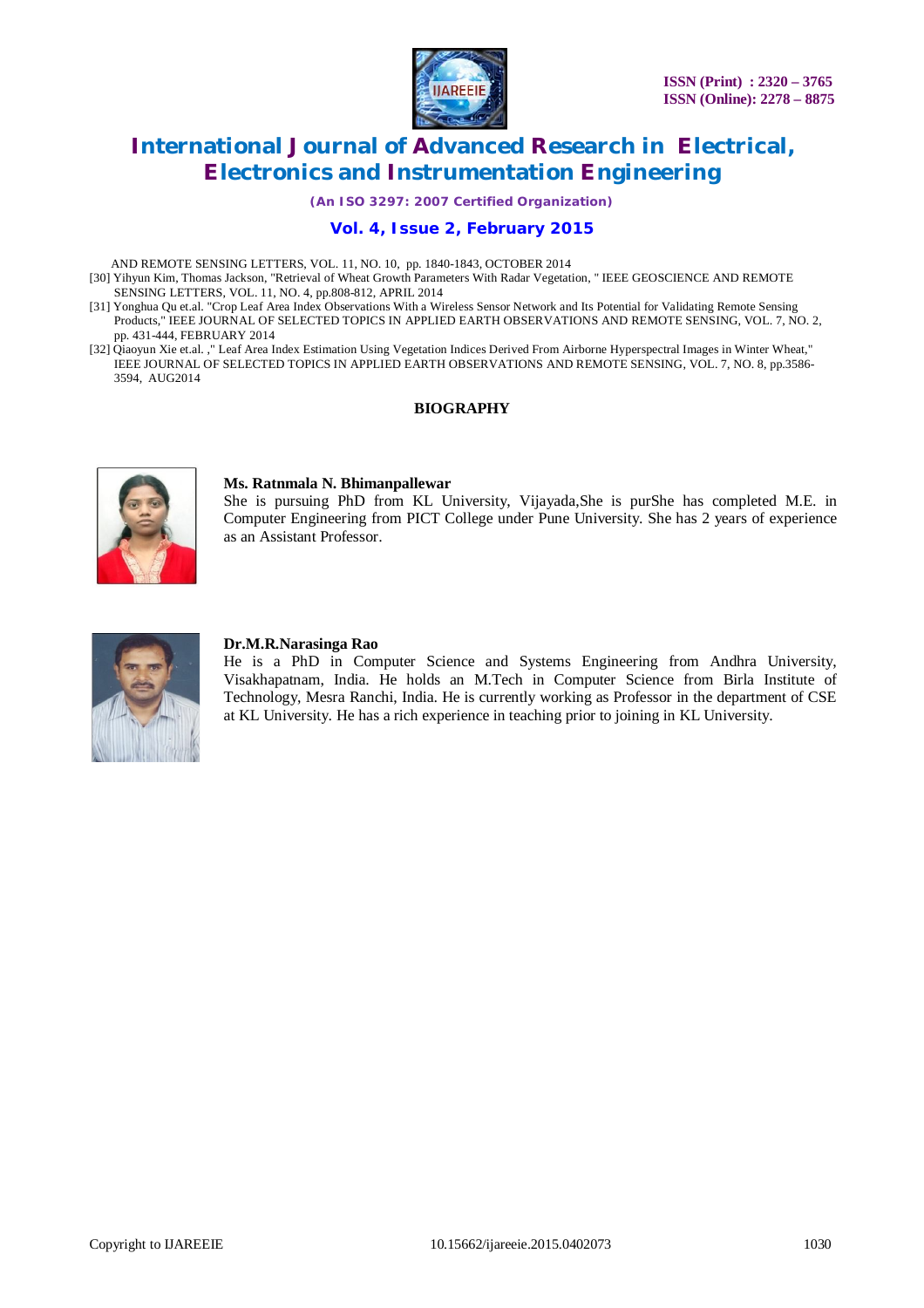AND REMOTE SENSING LETTERS, VOL. 11, NO. 10, pp. 1840-1843, OCTOBER 2014

[30] Yihyun Kim, Thomas Jackson, "Retrieval of Wheat Growth Parameters With Radar Vegetation, " IEEE GEOSCIENCE AND REMOTE SENSING LETTERS, VOL. 11, NO. 4, pp.808-812, APRIL 2014

[31] Yonghua Qu et.al. "Crop Leaf Area Index Observations With a Wireless Sensor Network and Its Potential for Validating Remote Sensing Products," IEEE JOURNAL OF SELECTED TOPICS IN APPLIED EARTH OBSERVATIONS AND REMOTE SENSING, VOL. 7, NO. 2, pp. 431-444, FEBRUARY 2014

[32] Qiaoyun Xie et.al. ," Leaf Area Index Estimation Using Vegetation Indices Derived From Airborne Hyperspectral Images in Winter Wheat," IEEE JOURNAL OF SELECTED TOPICS IN APPLIED EARTH OBSERVATIONS AND REMOTE SENSING, VOL. 7, NO. 8, pp.3586-3594, AUG2014

## BIOGRAPHY

**Ms. Ratnmala N. Bhimanpallewar**
She is pursuing PhD from KL University, Vijayada,She is purShe has completed M.E. in Computer Engineering from PICT College under Pune University. She has 2 years of experience as an Assistant Professor.

**Dr.M.R.Narasinga Rao**
He is a PhD in Computer Science and Systems Engineering from Andhra University, Visakhapatnam, India. He holds an M.Tech in Computer Science from Birla Institute of Technology, Mesra Ranchi, India. He is currently working as Professor in the department of CSE at KL University. He has a rich experience in teaching prior to joining in KL University.